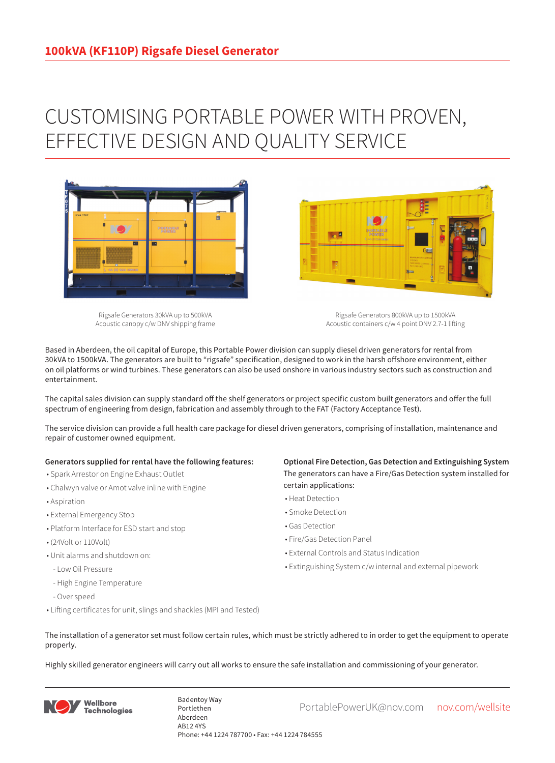# 100kVA (KF110P) Rigsafe Diesel Generator

## CUSTOMISING PORTABLE POWER WITH PROVEN, EFFECTIVE DESIGN AND QUALITY SERVICE

Rigsafe Generators 30kVA up to 500kVA
Acoustic canopy c/w DNV shipping frame

Rigsafe Generators 800kVA up to 1500kVA
Acoustic containers c/w 4 point DNV 2.7-1 lifting

Based in Aberdeen, the oil capital of Europe, this Portable Power division can supply diesel driven generators for rental from 30kVA to 1500kVA. The generators are built to "rigsafe" specification, designed to work in the harsh offshore environment, either on oil platforms or wind turbines. These generators can also be used onshore in various industry sectors such as construction and entertainment.

The capital sales division can supply standard off the shelf generators or project specific custom built generators and offer the full spectrum of engineering from design, fabrication and assembly through to the FAT (Factory Acceptance Test).

The service division can provide a full health care package for diesel driven generators, comprising of installation, maintenance and repair of customer owned equipment.

**Generators supplied for rental have the following features:**

- Spark Arrestor on Engine Exhaust Outlet
- Chalwyn valve or Amot valve inline with Engine
- Aspiration
- External Emergency Stop
- Platform Interface for ESD start and stop
- (24Volt or 110Volt)
- Unit alarms and shutdown on:
  - Low Oil Pressure
  - High Engine Temperature
  - Over speed
- Lifting certificates for unit, slings and shackles (MPI and Tested)

**Optional Fire Detection, Gas Detection and Extinguishing System**

The generators can have a Fire/Gas Detection system installed for certain applications:

- Heat Detection
- Smoke Detection
- Gas Detection
- Fire/Gas Detection Panel
- External Controls and Status Indication
- Extinguishing System c/w internal and external pipework

The installation of a generator set must follow certain rules, which must be strictly adhered to in order to get the equipment to operate properly.

Highly skilled generator engineers will carry out all works to ensure the safe installation and commissioning of your generator.

Wellbore Technologies

Badentoy Way
Portlethen
Aberdeen
AB12 4YS
Phone: +44 1224 787700 • Fax: +44 1224 784555

PortablePowerUK@nov.com nov.com/wellsite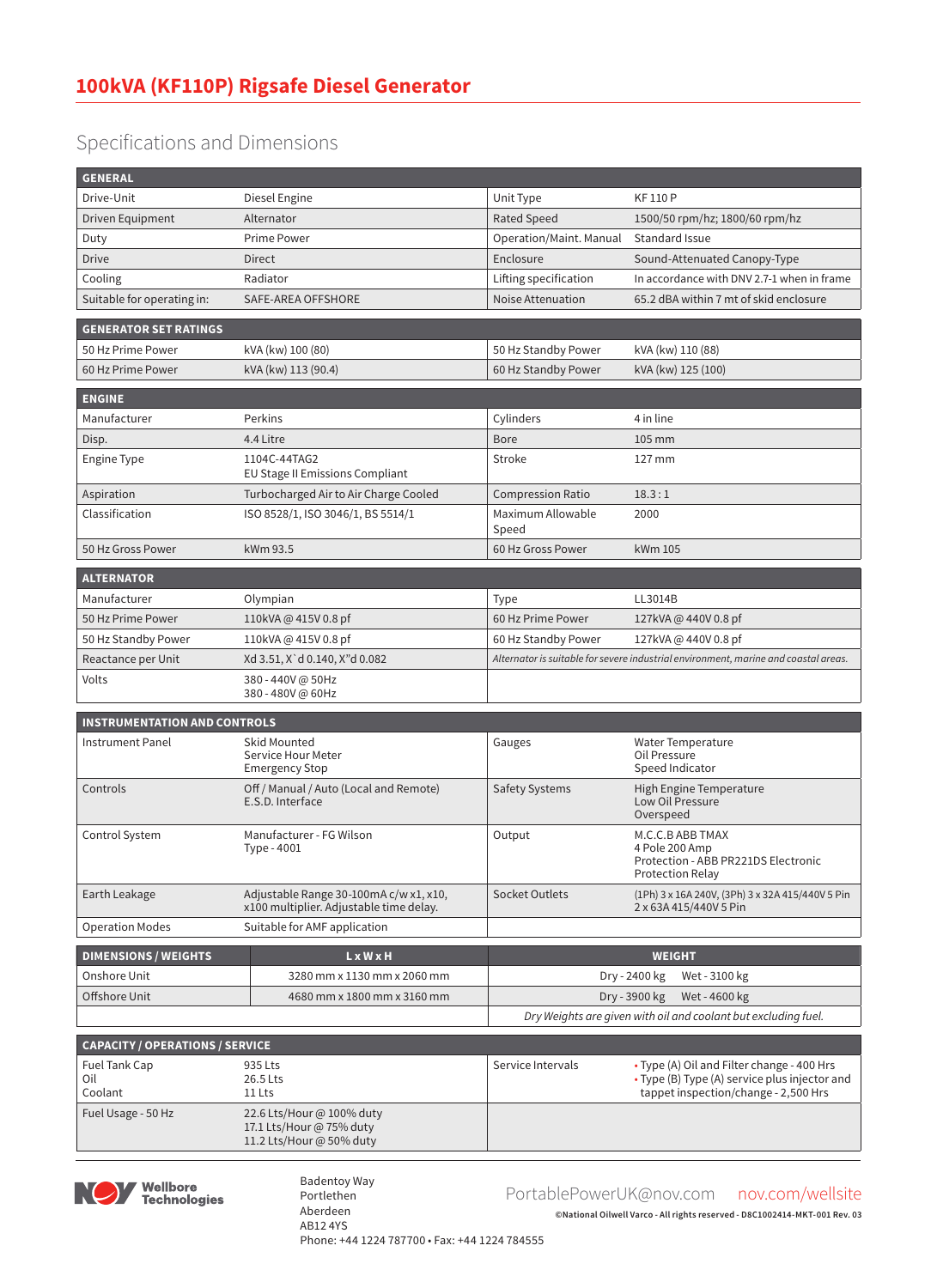## 100kVA (KF110P) Rigsafe Diesel Generator

### Specifications and Dimensions

| GENERAL | | | |
|---|---|---|---|
| Drive-Unit | Diesel Engine | Unit Type | KF 110 P |
| Driven Equipment | Alternator | Rated Speed | 1500/50 rpm/hz; 1800/60 rpm/hz |
| Duty | Prime Power | Operation/Maint. Manual | Standard Issue |
| Drive | Direct | Enclosure | Sound-Attenuated Canopy-Type |
| Cooling | Radiator | Lifting specification | In accordance with DNV 2.7-1 when in frame |
| Suitable for operating in: | SAFE-AREA OFFSHORE | Noise Attenuation | 65.2 dBA within 7 mt of skid enclosure |

| GENERATOR SET RATINGS | | | |
|---|---|---|---|
| 50 Hz Prime Power | kVA (kw) 100 (80) | 50 Hz Standby Power | kVA (kw) 110 (88) |
| 60 Hz Prime Power | kVA (kw) 113 (90.4) | 60 Hz Standby Power | kVA (kw) 125 (100) |

| ENGINE | | | |
|---|---|---|---|
| Manufacturer | Perkins | Cylinders | 4 in line |
| Disp. | 4.4 Litre | Bore | 105 mm |
| Engine Type | 1104C-44TAG2<br>EU Stage II Emissions Compliant | Stroke | 127 mm |
| Aspiration | Turbocharged Air to Air Charge Cooled | Compression Ratio | 18.3 : 1 |
| Classification | ISO 8528/1, ISO 3046/1, BS 5514/1 | Maximum Allowable Speed | 2000 |
| 50 Hz Gross Power | kWm 93.5 | 60 Hz Gross Power | kWm 105 |

| ALTERNATOR | | | |
|---|---|---|---|
| Manufacturer | Olympian | Type | LL3014B |
| 50 Hz Prime Power | 110kVA @ 415V 0.8 pf | 60 Hz Prime Power | 127kVA @ 440V 0.8 pf |
| 50 Hz Standby Power | 110kVA @ 415V 0.8 pf | 60 Hz Standby Power | 127kVA @ 440V 0.8 pf |
| Reactance per Unit | Xd 3.51, X`d 0.140, X"d 0.082 | *Alternator is suitable for severe industrial environment, marine and coastal areas.* | |
| Volts | 380 - 440V @ 50Hz<br>380 - 480V @ 60Hz | | |

| INSTRUMENTATION AND CONTROLS | | | |
|---|---|---|---|
| Instrument Panel | Skid Mounted<br>Service Hour Meter<br>Emergency Stop | Gauges | Water Temperature<br>Oil Pressure<br>Speed Indicator |
| Controls | Off / Manual / Auto (Local and Remote)<br>E.S.D. Interface | Safety Systems | High Engine Temperature<br>Low Oil Pressure<br>Overspeed |
| Control System | Manufacturer - FG Wilson<br>Type - 4001 | Output | M.C.C.B ABB TMAX<br>4 Pole 200 Amp<br>Protection - ABB PR221DS Electronic Protection Relay |
| Earth Leakage | Adjustable Range 30-100mA c/w x1, x10, x100 multiplier. Adjustable time delay. | Socket Outlets | (1Ph) 3 x 16A 240V, (3Ph) 3 x 32A 415/440V 5 Pin<br>2 x 63A 415/440V 5 Pin |
| Operation Modes | Suitable for AMF application | | |

| DIMENSIONS / WEIGHTS | L x W x H | WEIGHT |
|---|---|---|
| Onshore Unit | 3280 mm x 1130 mm x 2060 mm | Dry - 2400 kg Wet - 3100 kg |
| Offshore Unit | 4680 mm x 1800 mm x 3160 mm | Dry - 3900 kg Wet - 4600 kg |
| | | *Dry Weights are given with oil and coolant but excluding fuel.* |

| CAPACITY / OPERATIONS / SERVICE | | | |
|---|---|---|---|
| Fuel Tank Cap<br>Oil<br>Coolant | 935 Lts<br>26.5 Lts<br>11 Lts | Service Intervals | • Type (A) Oil and Filter change - 400 Hrs<br>• Type (B) Type (A) service plus injector and tappet inspection/change - 2,500 Hrs |
| Fuel Usage - 50 Hz | 22.6 Lts/Hour @ 100% duty<br>17.1 Lts/Hour @ 75% duty<br>11.2 Lts/Hour @ 50% duty | | |

NOV Wellbore Technologies

Badentoy Way
Portlethen
Aberdeen
AB12 4YS
Phone: +44 1224 787700 • Fax: +44 1224 784555

PortablePowerUK@nov.com nov.com/wellsite

©National Oilwell Varco - All rights reserved - D8C1002414-MKT-001 Rev. 03